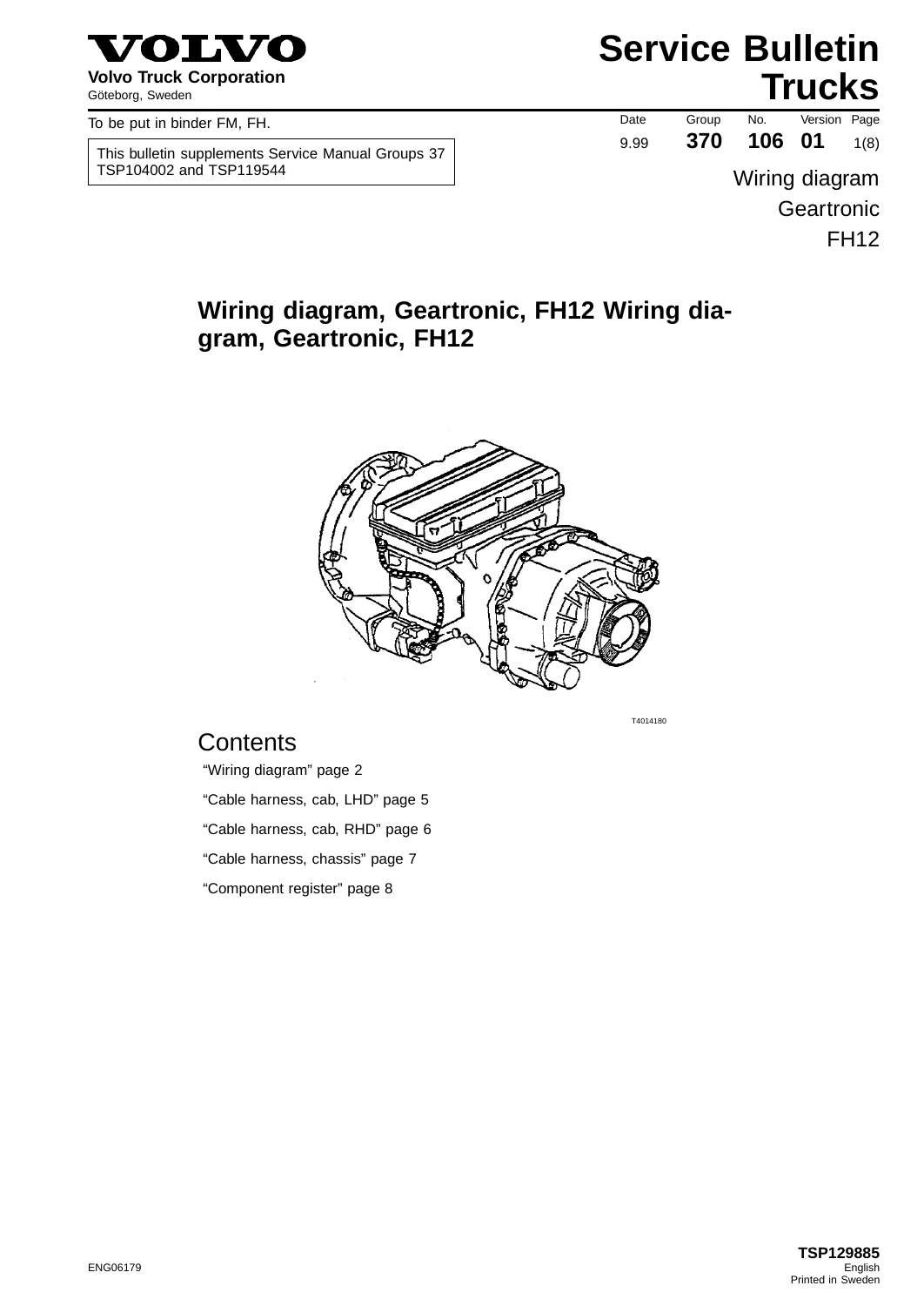# VOLVO

**Volvo Truck Corporation**
Göteborg, Sweden

# Service Bulletin Trucks

To be put in binder FM, FH.

This bulletin supplements Service Manual Groups 37 TSP104002 and TSP119544

| Date | Group | No. | Version | Page |
|---|---|---|---|---|
| 9.99 | **370** | **106** | **01** | 1(8) |

Wiring diagram
Geartronic
FH12

## Wiring diagram, Geartronic, FH12 Wiring diagram, Geartronic, FH12

T4014180

## Contents

"Wiring diagram" page 2

"Cable harness, cab, LHD" page 5

"Cable harness, cab, RHD" page 6

"Cable harness, chassis" page 7

"Component register" page 8

ENG06179

**TSP129885**
English
Printed in Sweden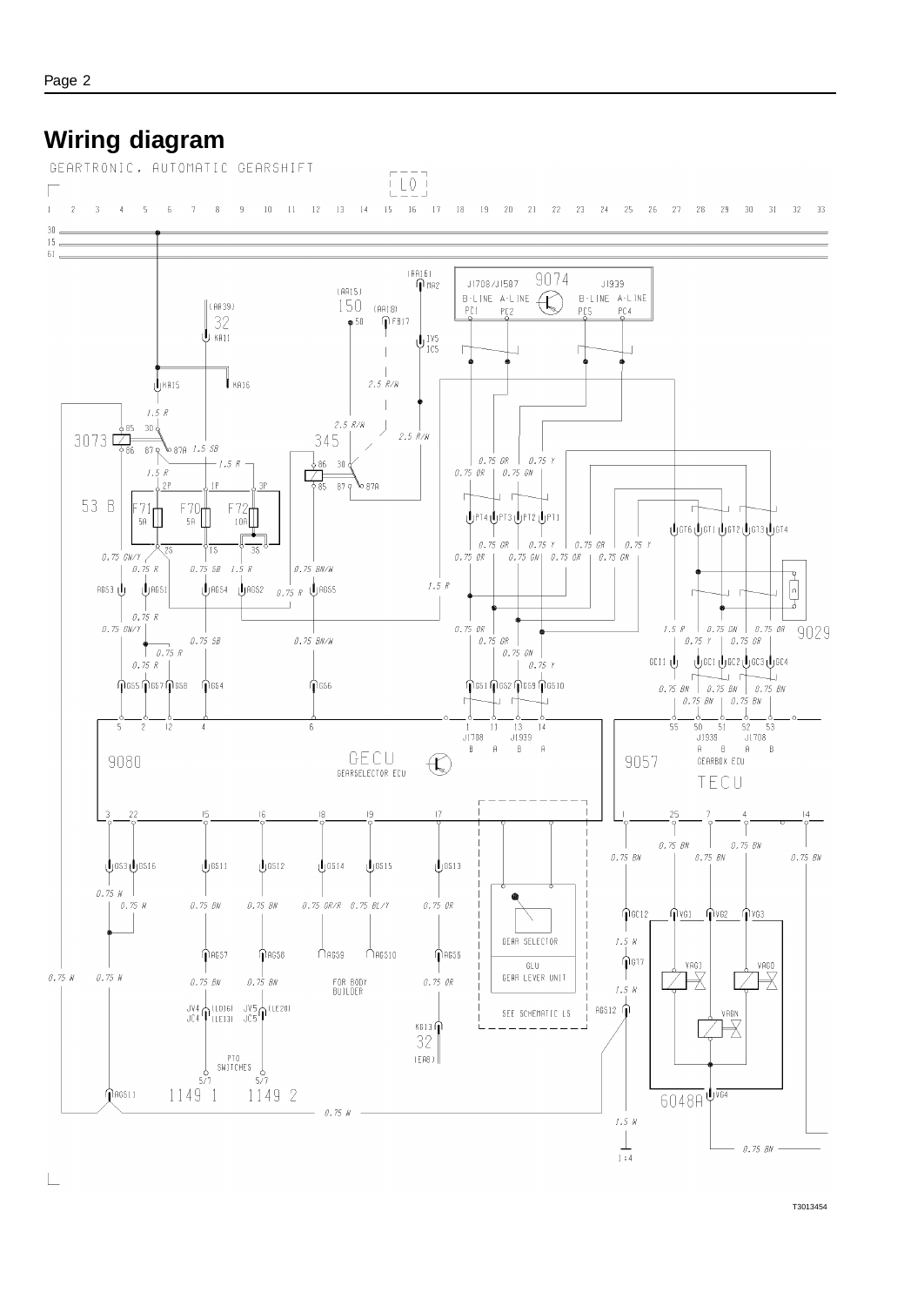# Wiring diagram

GEARTRONIC, AUTOMATIC GEARSHIFT

L0

1 2 3 4 5 6 7 8 9 10 11 12 13 14 15 16 17 18 19 20 21 22 23 24 25 26 27 28 29 30 31 32 33

30
15
61

9074
J1708/J1587 J1939
B-LINE A-LINE B-LINE A-LINE
PC1 PC2 PC5 PC4

(AA16) MA2
(AA15) 150
(AA18) FB17
(AA39) 32
KA11
50
1Y5 JC5
KA15 KA16
2.5 R/W
3073
345
1.5 R
53 B
F71 5A F70 5A F72 10A
0.75 GN/Y
0.75 R
0.75 SB
0.75 BN/W
AGS3 AGS1 AGS4 AGS2 AGS5
GS5 GS7 GS8 GS4 GS6 GS1 GS2 GS9 GS10
PT4 PT3 PT2 PT1
0.75 OR 0.75 GR 0.75 GN 0.75 Y
GT6 GT1 GT2 GT3 GT4
9029
GC11 GC1 GC2 GC3 GC4
0.75 BN

9080
GECU
GEARSELECTOR ECU
J1708 J1939
B A B A

9057
J1939 J1708
A B A B
GEARBOX ECU
TECU

GS3 GS16 GS11 GS12 GS14 GS15 GS13
0.75 W
0.75 BN 0.75 GR/R 0.75 BL/Y 0.75 OR
AGS7 AGS8 AGS9 AGS10 AGS6
FOR BODY BUILDER
JV4 JC4 (LD16) (LE13) JV5 JC5 (LE20)
PTO SWITCHES
5/7 5/7
KG13 32 (EA8)
AGS11
1149 1 1149 2

GEAR SELECTOR
GLU
GEAR LEVER UNIT
SEE SCHEMATIC LS

GC12 GT7 AGS12
1.5 W
VG1 VG2 VG3
VAG1 VAGD VABN
6048A VG4
1:4

T3013454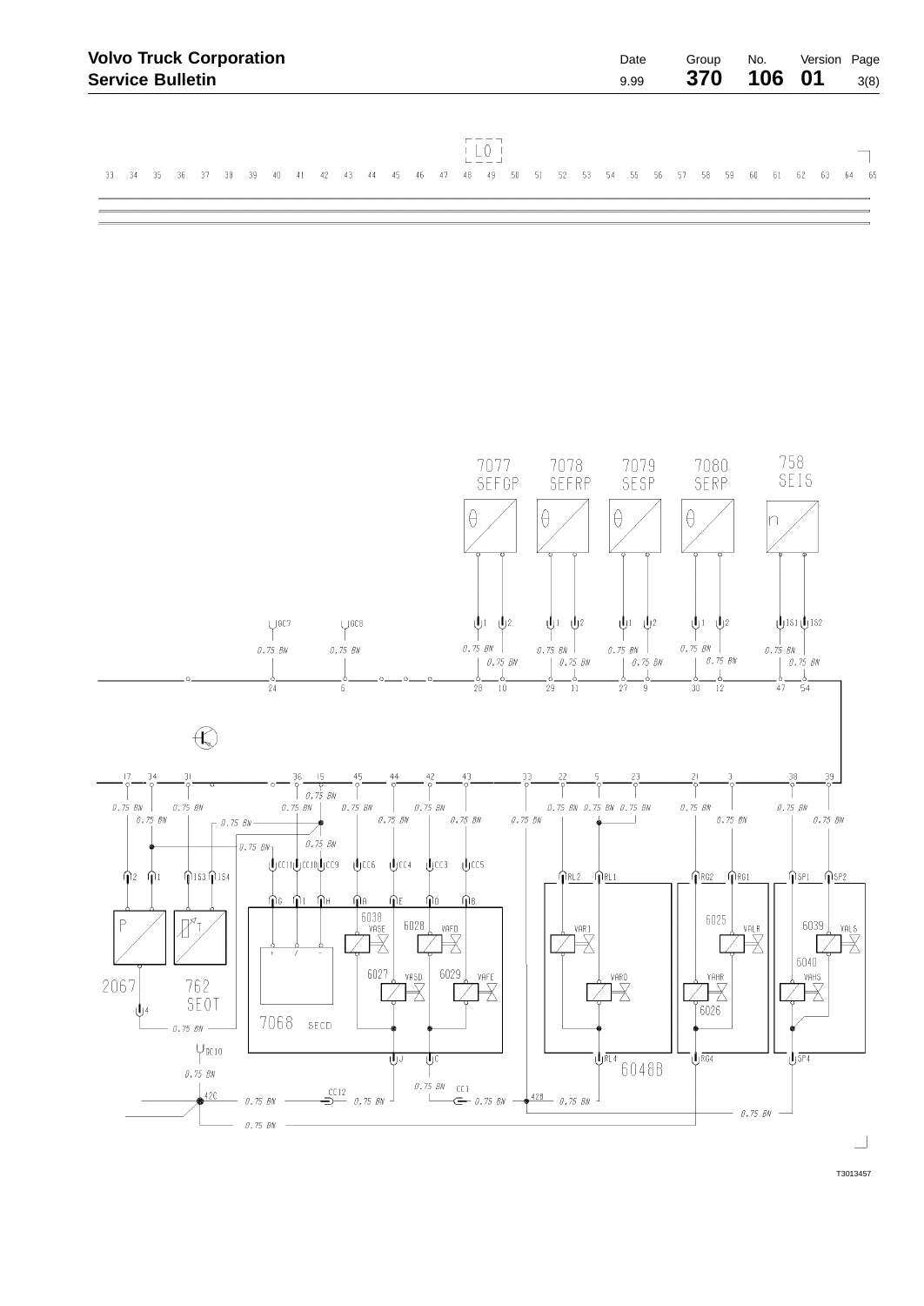LO

33 34 35 36 37 38 39 40 41 42 43 44 45 46 47 48 49 50 51 52 53 54 55 56 57 58 59 60 61 62 63 64 65

7077 SEFGP

7078 SEFRP

7079 SESP

7080 SERP

758 SEIS

GC7 GC8

0.75 BN

24 6 28 10 29 11 27 9 30 12 47 54

17 34 31 36 15 45 44 42 43 33 22 5 23 21 3 38 39

CC11 CC10 CC9 CC6 CC4 CC3 CC5

2 1 1S3 1S4

RL2 RL1 RG2 RG1 SP1 SP2

6038 VASE

6028 VAFD

6027 VASD

6029 VAFE

VAR1 VARD

6025 VALR

VAHR 6026

6039 VALS

6040 VAHS

2067

762 SEOT

7068 SECD

6048B

RL4 RG4 SP4

GC10

42C CC12 CC1 42B

T3013457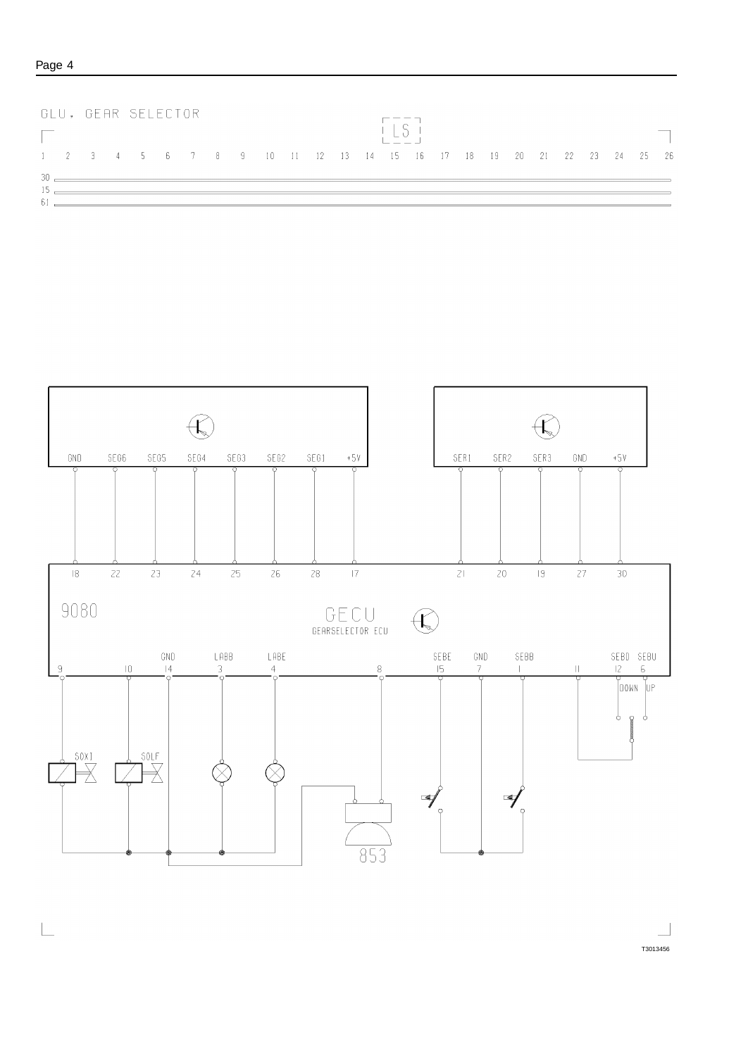GLU. GEAR SELECTOR

LS

1 2 3 4 5 6 7 8 9 10 11 12 13 14 15 16 17 18 19 20 21 22 23 24 25 26

30
15
61

GND SEG6 SEG5 SEG4 SEG3 SEG2 SEG1 +5V

SER1 SER2 SER3 GND +5V

18 22 23 24 25 26 28 17

21 20 19 27 30

9080

GECU
GEARSELECTOR ECU

GND LABB LABE SEBE GND SEBB SEBD SEBU

9 10 14 3 4 8 15 7 1 11 12 6

DOWN UP

SOXI SOLF

853

T3013456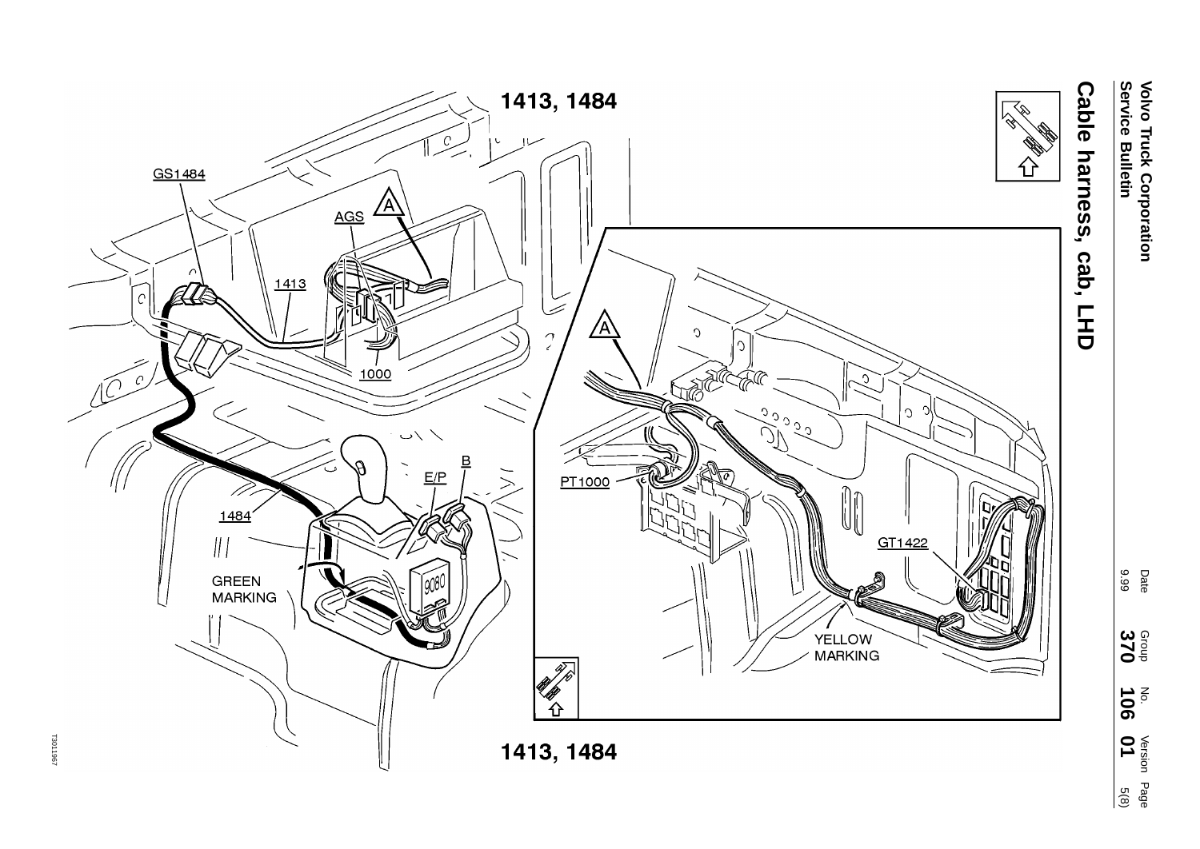# Cable harness, cab, LHD

1413, 1484

GS1484

AGS

A

1413

1000

E/P

B

1484

GREEN MARKING

9080

A

PT1000

GT1422

YELLOW MARKING

1413, 1484

T3011967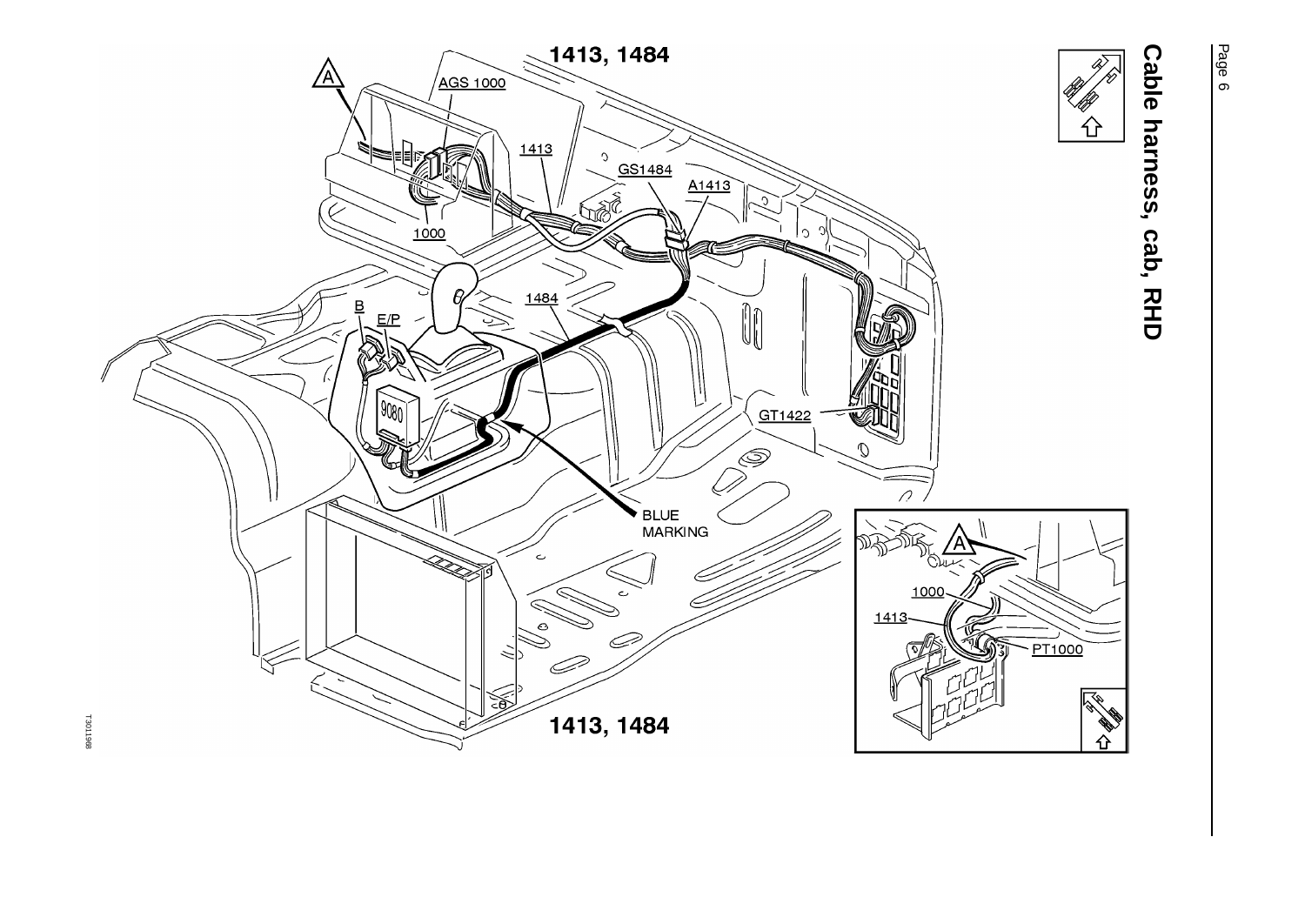# Cable harness, cab, RHD

1413, 1484

A

AGS 1000

1413

GS1484

A1413

1000

1484

B

E/P

9080

GT1422

BLUE MARKING

A

1000

1413

PT1000

1413, 1484

T3011968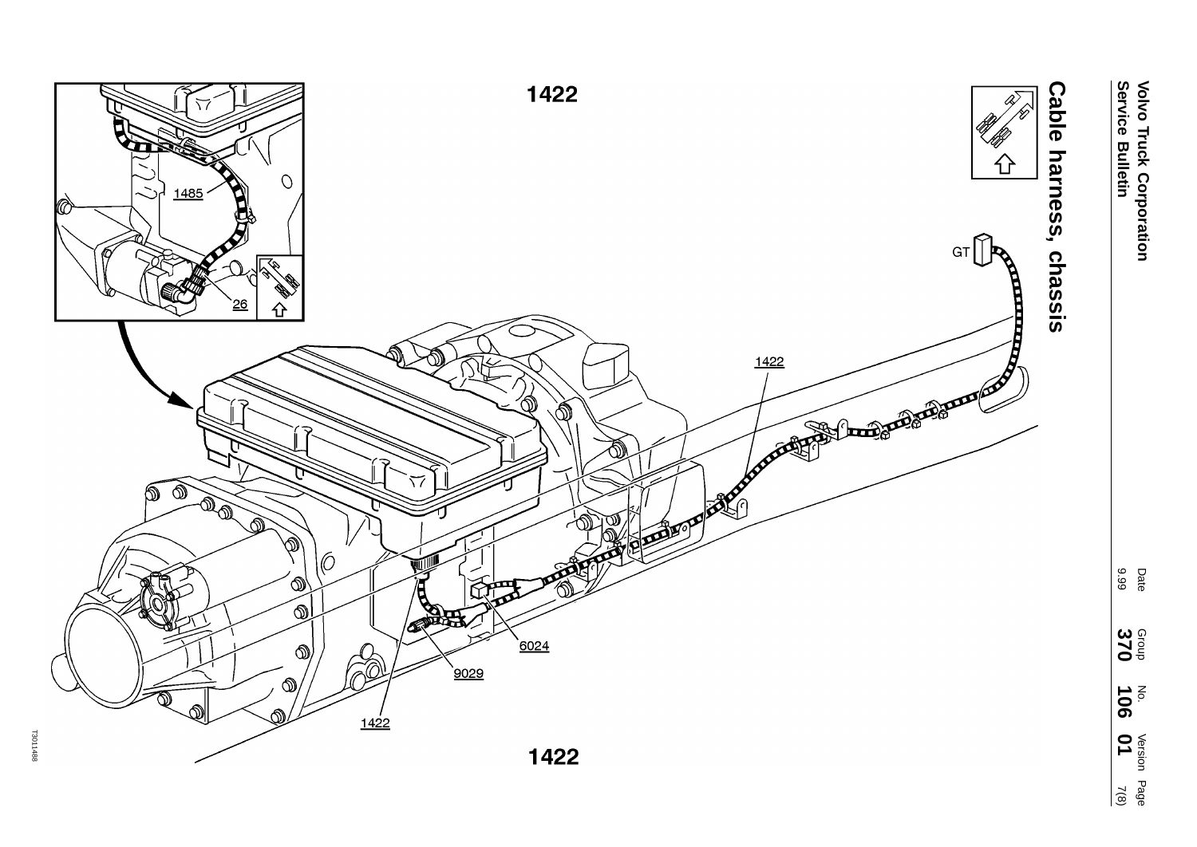# Cable harness, chassis

1422

1485

26

GT

1422

6024

9029

1422

1422

T3011488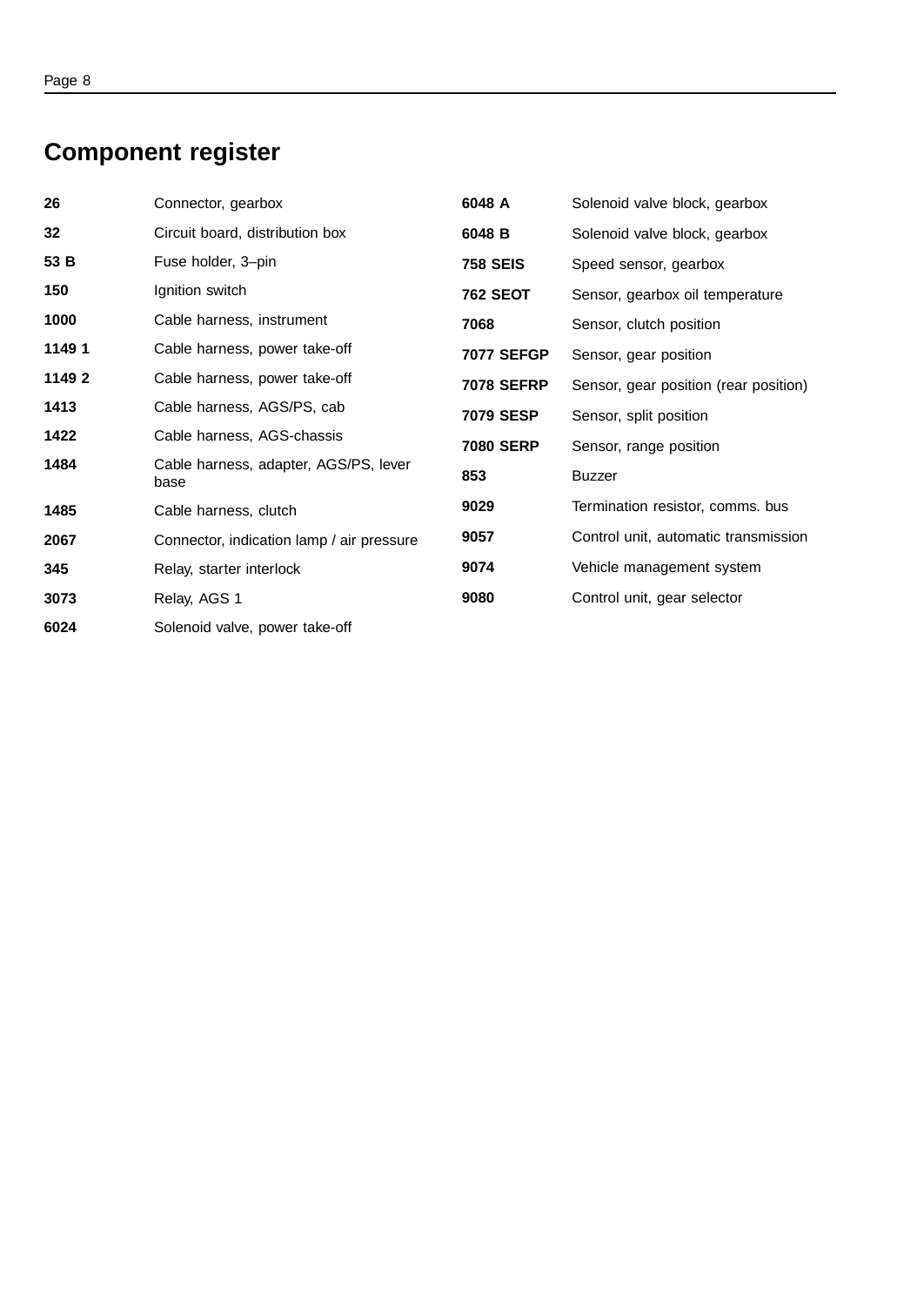# Component register

| | |
|---|---|
| **26** | Connector, gearbox |
| **32** | Circuit board, distribution box |
| **53 B** | Fuse holder, 3–pin |
| **150** | Ignition switch |
| **1000** | Cable harness, instrument |
| **1149 1** | Cable harness, power take-off |
| **1149 2** | Cable harness, power take-off |
| **1413** | Cable harness, AGS/PS, cab |
| **1422** | Cable harness, AGS-chassis |
| **1484** | Cable harness, adapter, AGS/PS, lever base |
| **1485** | Cable harness, clutch |
| **2067** | Connector, indication lamp / air pressure |
| **345** | Relay, starter interlock |
| **3073** | Relay, AGS 1 |
| **6024** | Solenoid valve, power take-off |
| **6048 A** | Solenoid valve block, gearbox |
| **6048 B** | Solenoid valve block, gearbox |
| **758 SEIS** | Speed sensor, gearbox |
| **762 SEOT** | Sensor, gearbox oil temperature |
| **7068** | Sensor, clutch position |
| **7077 SEFGP** | Sensor, gear position |
| **7078 SEFRP** | Sensor, gear position (rear position) |
| **7079 SESP** | Sensor, split position |
| **7080 SERP** | Sensor, range position |
| **853** | Buzzer |
| **9029** | Termination resistor, comms. bus |
| **9057** | Control unit, automatic transmission |
| **9074** | Vehicle management system |
| **9080** | Control unit, gear selector |